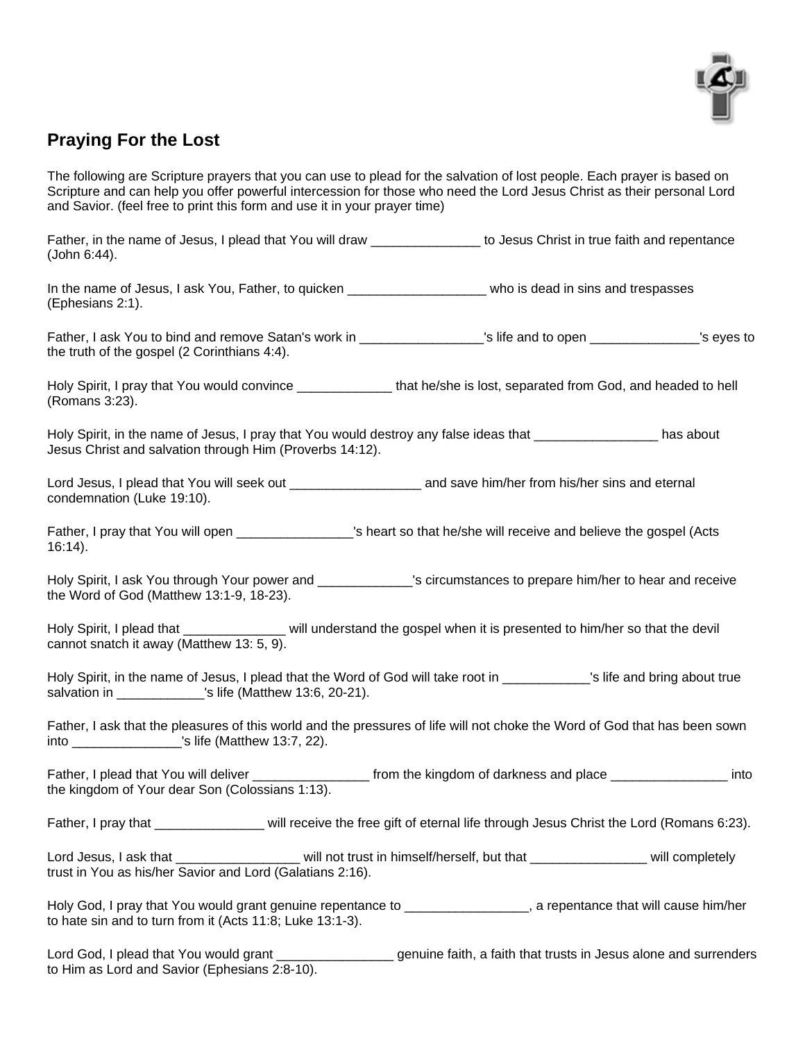## Praying For the Lost

The following are Scripture prayers that you can use to plead for the salvation of lost people. Each prayer is based on Scripture and can help you offer powerful intercession for those who need the Lord Jesus Christ as their personal Lord and Savior. (feel free to print this form and use it in your prayer time)

Father, in the name of Jesus, I plead that You will draw _______________ to Jesus Christ in true faith and repentance (John 6:44).

In the name of Jesus, I ask You, Father, to quicken ___________________ who is dead in sins and trespasses (Ephesians 2:1).

Father, I ask You to bind and remove Satan's work in _________________'s life and to open _______________'s eyes to the truth of the gospel (2 Corinthians 4:4).

Holy Spirit, I pray that You would convince _____________ that he/she is lost, separated from God, and headed to hell (Romans 3:23).

Holy Spirit, in the name of Jesus, I pray that You would destroy any false ideas that _________________ has about Jesus Christ and salvation through Him (Proverbs 14:12).

Lord Jesus, I plead that You will seek out __________________ and save him/her from his/her sins and eternal condemnation (Luke 19:10).

Father, I pray that You will open ________________'s heart so that he/she will receive and believe the gospel (Acts 16:14).

Holy Spirit, I ask You through Your power and _____________'s circumstances to prepare him/her to hear and receive the Word of God (Matthew 13:1-9, 18-23).

Holy Spirit, I plead that ______________ will understand the gospel when it is presented to him/her so that the devil cannot snatch it away (Matthew 13: 5, 9).

Holy Spirit, in the name of Jesus, I plead that the Word of God will take root in ____________'s life and bring about true salvation in ____________'s life (Matthew 13:6, 20-21).

Father, I ask that the pleasures of this world and the pressures of life will not choke the Word of God that has been sown into _______________'s life (Matthew 13:7, 22).

Father, I plead that You will deliver ________________ from the kingdom of darkness and place ________________ into the kingdom of Your dear Son (Colossians 1:13).

Father, I pray that _______________ will receive the free gift of eternal life through Jesus Christ the Lord (Romans 6:23).

Lord Jesus, I ask that _________________ will not trust in himself/herself, but that ________________ will completely trust in You as his/her Savior and Lord (Galatians 2:16).

Holy God, I pray that You would grant genuine repentance to _________________, a repentance that will cause him/her to hate sin and to turn from it (Acts 11:8; Luke 13:1-3).

Lord God, I plead that You would grant ________________ genuine faith, a faith that trusts in Jesus alone and surrenders to Him as Lord and Savior (Ephesians 2:8-10).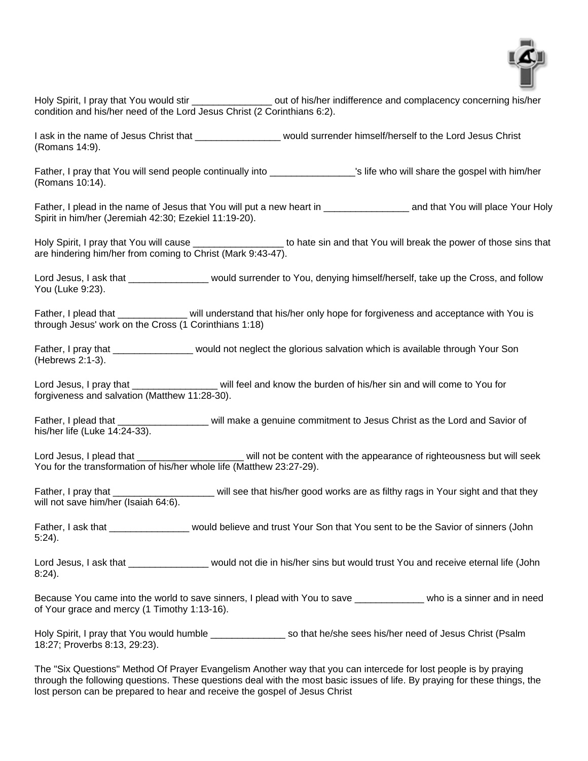Holy Spirit, I pray that You would stir _______________ out of his/her indifference and complacency concerning his/her condition and his/her need of the Lord Jesus Christ (2 Corinthians 6:2).

I ask in the name of Jesus Christ that ________________ would surrender himself/herself to the Lord Jesus Christ (Romans 14:9).

Father, I pray that You will send people continually into ________________'s life who will share the gospel with him/her (Romans 10:14).

Father, I plead in the name of Jesus that You will put a new heart in ________________ and that You will place Your Holy Spirit in him/her (Jeremiah 42:30; Ezekiel 11:19-20).

Holy Spirit, I pray that You will cause _________________ to hate sin and that You will break the power of those sins that are hindering him/her from coming to Christ (Mark 9:43-47).

Lord Jesus, I ask that _______________ would surrender to You, denying himself/herself, take up the Cross, and follow You (Luke 9:23).

Father, I plead that _____________ will understand that his/her only hope for forgiveness and acceptance with You is through Jesus' work on the Cross (1 Corinthians 1:18)

Father, I pray that _______________ would not neglect the glorious salvation which is available through Your Son (Hebrews 2:1-3).

Lord Jesus, I pray that ________________ will feel and know the burden of his/her sin and will come to You for forgiveness and salvation (Matthew 11:28-30).

Father, I plead that _________________ will make a genuine commitment to Jesus Christ as the Lord and Savior of his/her life (Luke 14:24-33).

Lord Jesus, I plead that ____________________ will not be content with the appearance of righteousness but will seek You for the transformation of his/her whole life (Matthew 23:27-29).

Father, I pray that ___________________ will see that his/her good works are as filthy rags in Your sight and that they will not save him/her (Isaiah 64:6).

Father, I ask that _______________ would believe and trust Your Son that You sent to be the Savior of sinners (John 5:24).

Lord Jesus, I ask that _______________ would not die in his/her sins but would trust You and receive eternal life (John 8:24).

Because You came into the world to save sinners, I plead with You to save _____________ who is a sinner and in need of Your grace and mercy (1 Timothy 1:13-16).

Holy Spirit, I pray that You would humble ______________ so that he/she sees his/her need of Jesus Christ (Psalm 18:27; Proverbs 8:13, 29:23).

The "Six Questions" Method Of Prayer Evangelism Another way that you can intercede for lost people is by praying through the following questions. These questions deal with the most basic issues of life. By praying for these things, the lost person can be prepared to hear and receive the gospel of Jesus Christ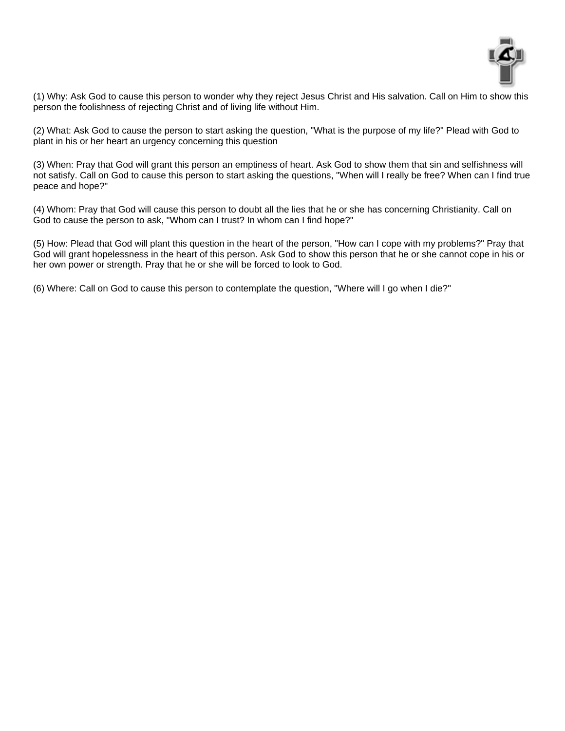(1) Why: Ask God to cause this person to wonder why they reject Jesus Christ and His salvation. Call on Him to show this person the foolishness of rejecting Christ and of living life without Him.

(2) What: Ask God to cause the person to start asking the question, "What is the purpose of my life?" Plead with God to plant in his or her heart an urgency concerning this question

(3) When: Pray that God will grant this person an emptiness of heart. Ask God to show them that sin and selfishness will not satisfy. Call on God to cause this person to start asking the questions, "When will I really be free? When can I find true peace and hope?"

(4) Whom: Pray that God will cause this person to doubt all the lies that he or she has concerning Christianity. Call on God to cause the person to ask, "Whom can I trust? In whom can I find hope?"

(5) How: Plead that God will plant this question in the heart of the person, "How can I cope with my problems?" Pray that God will grant hopelessness in the heart of this person. Ask God to show this person that he or she cannot cope in his or her own power or strength. Pray that he or she will be forced to look to God.

(6) Where: Call on God to cause this person to contemplate the question, "Where will I go when I die?"